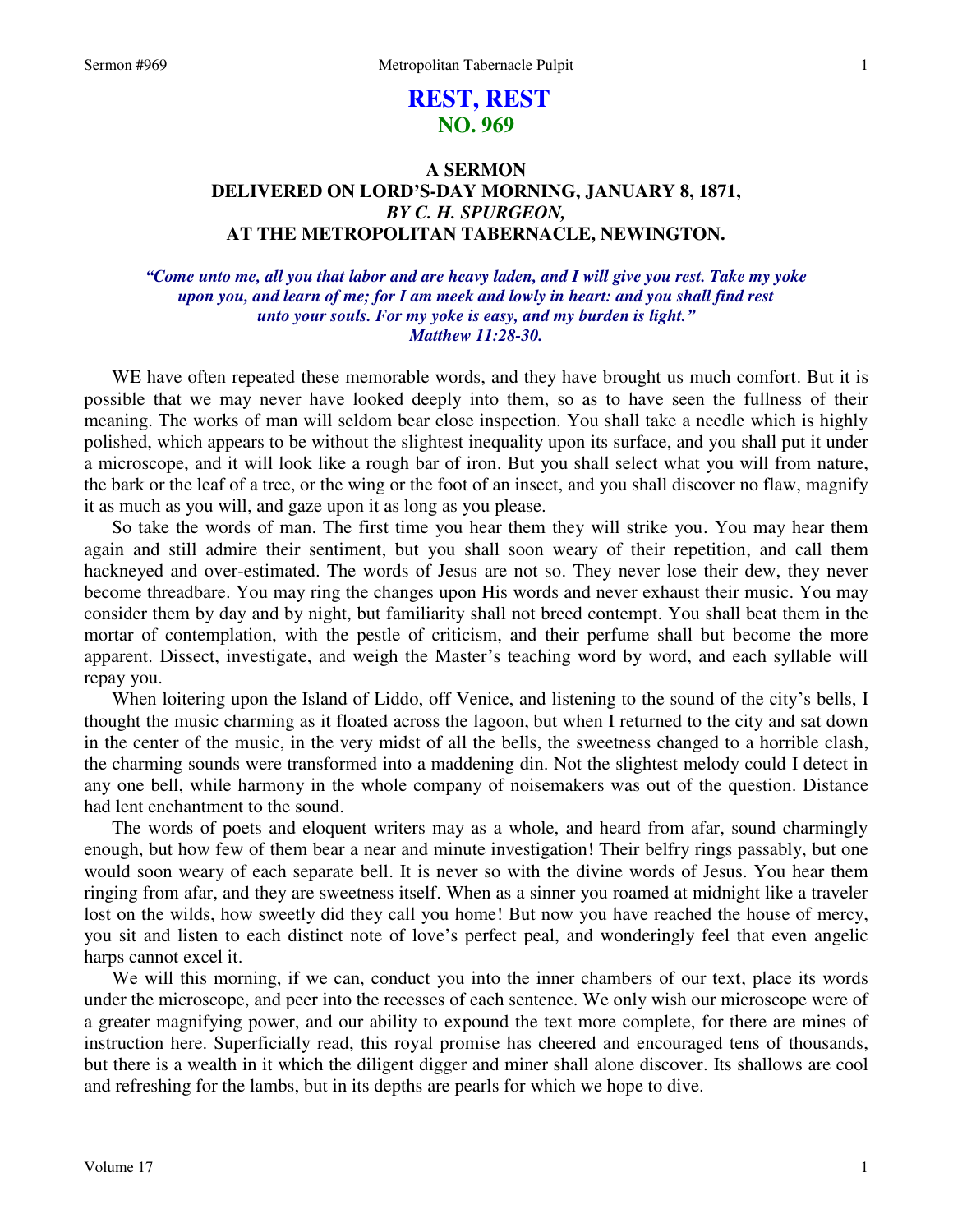# REST, REST
## NO. 969

### A SERMON DELIVERED ON LORD'S-DAY MORNING, JANUARY 8, 1871, *BY C. H. SPURGEON,* AT THE METROPOLITAN TABERNACLE, NEWINGTON.

***"Come unto me, all you that labor and are heavy laden, and I will give you rest. Take my yoke upon you, and learn of me; for I am meek and lowly in heart: and you shall find rest unto your souls. For my yoke is easy, and my burden is light." Matthew 11:28-30.***

WE have often repeated these memorable words, and they have brought us much comfort. But it is possible that we may never have looked deeply into them, so as to have seen the fullness of their meaning. The works of man will seldom bear close inspection. You shall take a needle which is highly polished, which appears to be without the slightest inequality upon its surface, and you shall put it under a microscope, and it will look like a rough bar of iron. But you shall select what you will from nature, the bark or the leaf of a tree, or the wing or the foot of an insect, and you shall discover no flaw, magnify it as much as you will, and gaze upon it as long as you please.

So take the words of man. The first time you hear them they will strike you. You may hear them again and still admire their sentiment, but you shall soon weary of their repetition, and call them hackneyed and over-estimated. The words of Jesus are not so. They never lose their dew, they never become threadbare. You may ring the changes upon His words and never exhaust their music. You may consider them by day and by night, but familiarity shall not breed contempt. You shall beat them in the mortar of contemplation, with the pestle of criticism, and their perfume shall but become the more apparent. Dissect, investigate, and weigh the Master's teaching word by word, and each syllable will repay you.

When loitering upon the Island of Liddo, off Venice, and listening to the sound of the city's bells, I thought the music charming as it floated across the lagoon, but when I returned to the city and sat down in the center of the music, in the very midst of all the bells, the sweetness changed to a horrible clash, the charming sounds were transformed into a maddening din. Not the slightest melody could I detect in any one bell, while harmony in the whole company of noisemakers was out of the question. Distance had lent enchantment to the sound.

The words of poets and eloquent writers may as a whole, and heard from afar, sound charmingly enough, but how few of them bear a near and minute investigation! Their belfry rings passably, but one would soon weary of each separate bell. It is never so with the divine words of Jesus. You hear them ringing from afar, and they are sweetness itself. When as a sinner you roamed at midnight like a traveler lost on the wilds, how sweetly did they call you home! But now you have reached the house of mercy, you sit and listen to each distinct note of love's perfect peal, and wonderingly feel that even angelic harps cannot excel it.

We will this morning, if we can, conduct you into the inner chambers of our text, place its words under the microscope, and peer into the recesses of each sentence. We only wish our microscope were of a greater magnifying power, and our ability to expound the text more complete, for there are mines of instruction here. Superficially read, this royal promise has cheered and encouraged tens of thousands, but there is a wealth in it which the diligent digger and miner shall alone discover. Its shallows are cool and refreshing for the lambs, but in its depths are pearls for which we hope to dive.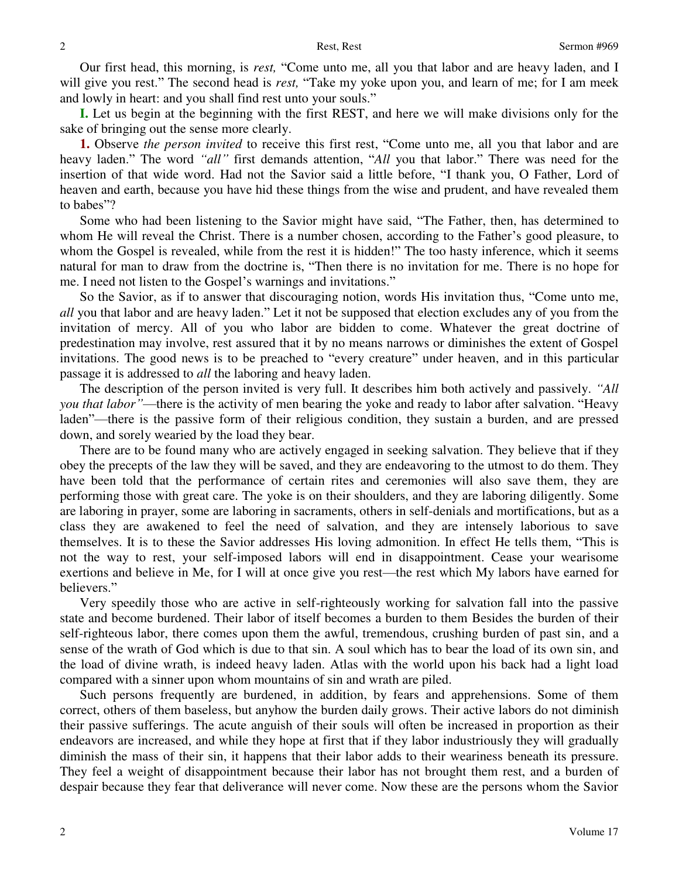Our first head, this morning, is *rest,* "Come unto me, all you that labor and are heavy laden, and I will give you rest." The second head is *rest,* "Take my yoke upon you, and learn of me; for I am meek and lowly in heart: and you shall find rest unto your souls."

**I.** Let us begin at the beginning with the first REST, and here we will make divisions only for the sake of bringing out the sense more clearly.

**1.** Observe *the person invited* to receive this first rest, "Come unto me, all you that labor and are heavy laden." The word *"all"* first demands attention, "*All* you that labor." There was need for the insertion of that wide word. Had not the Savior said a little before, "I thank you, O Father, Lord of heaven and earth, because you have hid these things from the wise and prudent, and have revealed them to babes"?

Some who had been listening to the Savior might have said, "The Father, then, has determined to whom He will reveal the Christ. There is a number chosen, according to the Father's good pleasure, to whom the Gospel is revealed, while from the rest it is hidden!" The too hasty inference, which it seems natural for man to draw from the doctrine is, "Then there is no invitation for me. There is no hope for me. I need not listen to the Gospel's warnings and invitations."

So the Savior, as if to answer that discouraging notion, words His invitation thus, "Come unto me, *all* you that labor and are heavy laden." Let it not be supposed that election excludes any of you from the invitation of mercy. All of you who labor are bidden to come. Whatever the great doctrine of predestination may involve, rest assured that it by no means narrows or diminishes the extent of Gospel invitations. The good news is to be preached to "every creature" under heaven, and in this particular passage it is addressed to *all* the laboring and heavy laden.

The description of the person invited is very full. It describes him both actively and passively. *"All you that labor"*—there is the activity of men bearing the yoke and ready to labor after salvation. "Heavy laden"—there is the passive form of their religious condition, they sustain a burden, and are pressed down, and sorely wearied by the load they bear.

There are to be found many who are actively engaged in seeking salvation. They believe that if they obey the precepts of the law they will be saved, and they are endeavoring to the utmost to do them. They have been told that the performance of certain rites and ceremonies will also save them, they are performing those with great care. The yoke is on their shoulders, and they are laboring diligently. Some are laboring in prayer, some are laboring in sacraments, others in self-denials and mortifications, but as a class they are awakened to feel the need of salvation, and they are intensely laborious to save themselves. It is to these the Savior addresses His loving admonition. In effect He tells them, "This is not the way to rest, your self-imposed labors will end in disappointment. Cease your wearisome exertions and believe in Me, for I will at once give you rest—the rest which My labors have earned for believers."

Very speedily those who are active in self-righteously working for salvation fall into the passive state and become burdened. Their labor of itself becomes a burden to them Besides the burden of their self-righteous labor, there comes upon them the awful, tremendous, crushing burden of past sin, and a sense of the wrath of God which is due to that sin. A soul which has to bear the load of its own sin, and the load of divine wrath, is indeed heavy laden. Atlas with the world upon his back had a light load compared with a sinner upon whom mountains of sin and wrath are piled.

Such persons frequently are burdened, in addition, by fears and apprehensions. Some of them correct, others of them baseless, but anyhow the burden daily grows. Their active labors do not diminish their passive sufferings. The acute anguish of their souls will often be increased in proportion as their endeavors are increased, and while they hope at first that if they labor industriously they will gradually diminish the mass of their sin, it happens that their labor adds to their weariness beneath its pressure. They feel a weight of disappointment because their labor has not brought them rest, and a burden of despair because they fear that deliverance will never come. Now these are the persons whom the Savior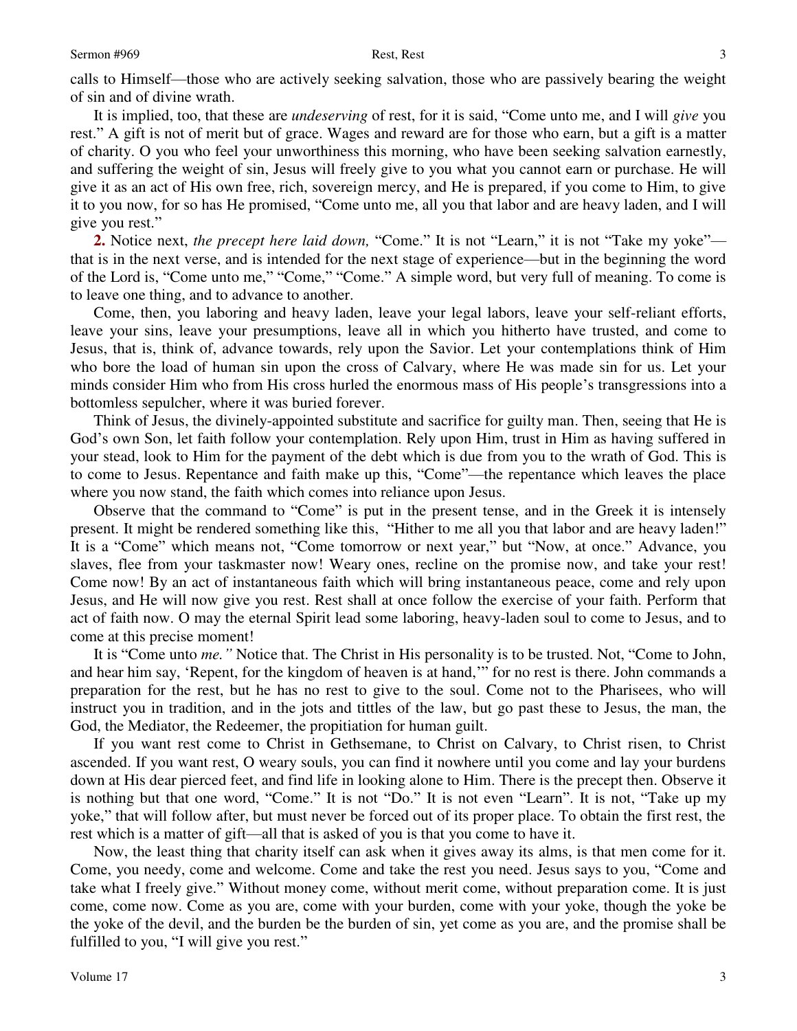calls to Himself—those who are actively seeking salvation, those who are passively bearing the weight of sin and of divine wrath.

It is implied, too, that these are *undeserving* of rest, for it is said, "Come unto me, and I will *give* you rest." A gift is not of merit but of grace. Wages and reward are for those who earn, but a gift is a matter of charity. O you who feel your unworthiness this morning, who have been seeking salvation earnestly, and suffering the weight of sin, Jesus will freely give to you what you cannot earn or purchase. He will give it as an act of His own free, rich, sovereign mercy, and He is prepared, if you come to Him, to give it to you now, for so has He promised, "Come unto me, all you that labor and are heavy laden, and I will give you rest."

**2.** Notice next, *the precept here laid down,* "Come." It is not "Learn," it is not "Take my yoke"—that is in the next verse, and is intended for the next stage of experience—but in the beginning the word of the Lord is, "Come unto me," "Come," "Come." A simple word, but very full of meaning. To come is to leave one thing, and to advance to another.

Come, then, you laboring and heavy laden, leave your legal labors, leave your self-reliant efforts, leave your sins, leave your presumptions, leave all in which you hitherto have trusted, and come to Jesus, that is, think of, advance towards, rely upon the Savior. Let your contemplations think of Him who bore the load of human sin upon the cross of Calvary, where He was made sin for us. Let your minds consider Him who from His cross hurled the enormous mass of His people's transgressions into a bottomless sepulcher, where it was buried forever.

Think of Jesus, the divinely-appointed substitute and sacrifice for guilty man. Then, seeing that He is God's own Son, let faith follow your contemplation. Rely upon Him, trust in Him as having suffered in your stead, look to Him for the payment of the debt which is due from you to the wrath of God. This is to come to Jesus. Repentance and faith make up this, "Come"—the repentance which leaves the place where you now stand, the faith which comes into reliance upon Jesus.

Observe that the command to "Come" is put in the present tense, and in the Greek it is intensely present. It might be rendered something like this, "Hither to me all you that labor and are heavy laden!" It is a "Come" which means not, "Come tomorrow or next year," but "Now, at once." Advance, you slaves, flee from your taskmaster now! Weary ones, recline on the promise now, and take your rest! Come now! By an act of instantaneous faith which will bring instantaneous peace, come and rely upon Jesus, and He will now give you rest. Rest shall at once follow the exercise of your faith. Perform that act of faith now. O may the eternal Spirit lead some laboring, heavy-laden soul to come to Jesus, and to come at this precise moment!

It is "Come unto *me."* Notice that. The Christ in His personality is to be trusted. Not, "Come to John, and hear him say, 'Repent, for the kingdom of heaven is at hand,'" for no rest is there. John commands a preparation for the rest, but he has no rest to give to the soul. Come not to the Pharisees, who will instruct you in tradition, and in the jots and tittles of the law, but go past these to Jesus, the man, the God, the Mediator, the Redeemer, the propitiation for human guilt.

If you want rest come to Christ in Gethsemane, to Christ on Calvary, to Christ risen, to Christ ascended. If you want rest, O weary souls, you can find it nowhere until you come and lay your burdens down at His dear pierced feet, and find life in looking alone to Him. There is the precept then. Observe it is nothing but that one word, "Come." It is not "Do." It is not even "Learn". It is not, "Take up my yoke," that will follow after, but must never be forced out of its proper place. To obtain the first rest, the rest which is a matter of gift—all that is asked of you is that you come to have it.

Now, the least thing that charity itself can ask when it gives away its alms, is that men come for it. Come, you needy, come and welcome. Come and take the rest you need. Jesus says to you, "Come and take what I freely give." Without money come, without merit come, without preparation come. It is just come, come now. Come as you are, come with your burden, come with your yoke, though the yoke be the yoke of the devil, and the burden be the burden of sin, yet come as you are, and the promise shall be fulfilled to you, "I will give you rest."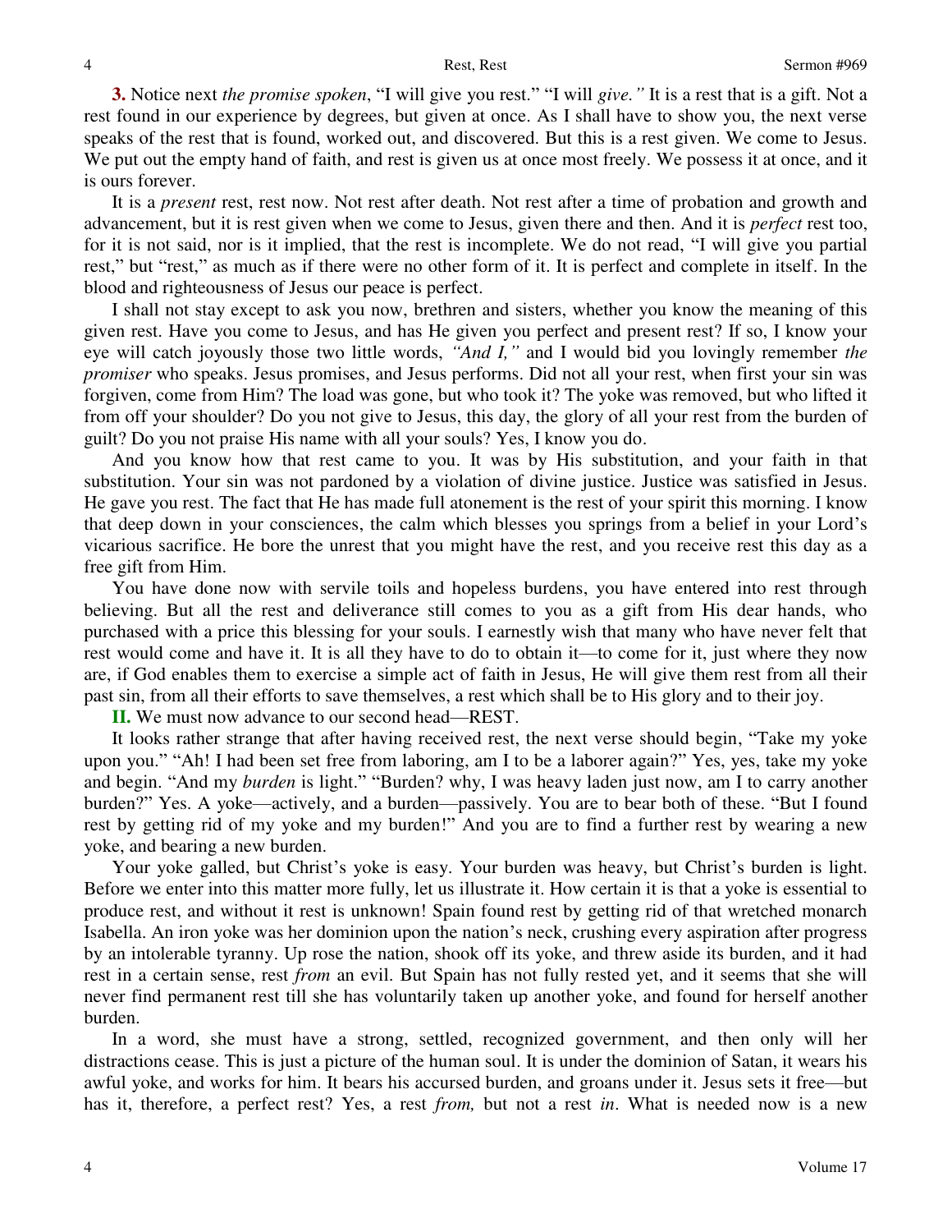**3.** Notice next *the promise spoken*, "I will give you rest." "I will *give."* It is a rest that is a gift. Not a rest found in our experience by degrees, but given at once. As I shall have to show you, the next verse speaks of the rest that is found, worked out, and discovered. But this is a rest given. We come to Jesus. We put out the empty hand of faith, and rest is given us at once most freely. We possess it at once, and it is ours forever.

It is a *present* rest, rest now. Not rest after death. Not rest after a time of probation and growth and advancement, but it is rest given when we come to Jesus, given there and then. And it is *perfect* rest too, for it is not said, nor is it implied, that the rest is incomplete. We do not read, "I will give you partial rest," but "rest," as much as if there were no other form of it. It is perfect and complete in itself. In the blood and righteousness of Jesus our peace is perfect.

I shall not stay except to ask you now, brethren and sisters, whether you know the meaning of this given rest. Have you come to Jesus, and has He given you perfect and present rest? If so, I know your eye will catch joyously those two little words, *"And I,"* and I would bid you lovingly remember *the promiser* who speaks. Jesus promises, and Jesus performs. Did not all your rest, when first your sin was forgiven, come from Him? The load was gone, but who took it? The yoke was removed, but who lifted it from off your shoulder? Do you not give to Jesus, this day, the glory of all your rest from the burden of guilt? Do you not praise His name with all your souls? Yes, I know you do.

And you know how that rest came to you. It was by His substitution, and your faith in that substitution. Your sin was not pardoned by a violation of divine justice. Justice was satisfied in Jesus. He gave you rest. The fact that He has made full atonement is the rest of your spirit this morning. I know that deep down in your consciences, the calm which blesses you springs from a belief in your Lord's vicarious sacrifice. He bore the unrest that you might have the rest, and you receive rest this day as a free gift from Him.

You have done now with servile toils and hopeless burdens, you have entered into rest through believing. But all the rest and deliverance still comes to you as a gift from His dear hands, who purchased with a price this blessing for your souls. I earnestly wish that many who have never felt that rest would come and have it. It is all they have to do to obtain it—to come for it, just where they now are, if God enables them to exercise a simple act of faith in Jesus, He will give them rest from all their past sin, from all their efforts to save themselves, a rest which shall be to His glory and to their joy.

**II.** We must now advance to our second head—REST.

It looks rather strange that after having received rest, the next verse should begin, "Take my yoke upon you." "Ah! I had been set free from laboring, am I to be a laborer again?" Yes, yes, take my yoke and begin. "And my *burden* is light." "Burden? why, I was heavy laden just now, am I to carry another burden?" Yes. A yoke—actively, and a burden—passively. You are to bear both of these. "But I found rest by getting rid of my yoke and my burden!" And you are to find a further rest by wearing a new yoke, and bearing a new burden.

Your yoke galled, but Christ's yoke is easy. Your burden was heavy, but Christ's burden is light. Before we enter into this matter more fully, let us illustrate it. How certain it is that a yoke is essential to produce rest, and without it rest is unknown! Spain found rest by getting rid of that wretched monarch Isabella. An iron yoke was her dominion upon the nation's neck, crushing every aspiration after progress by an intolerable tyranny. Up rose the nation, shook off its yoke, and threw aside its burden, and it had rest in a certain sense, rest *from* an evil. But Spain has not fully rested yet, and it seems that she will never find permanent rest till she has voluntarily taken up another yoke, and found for herself another burden.

In a word, she must have a strong, settled, recognized government, and then only will her distractions cease. This is just a picture of the human soul. It is under the dominion of Satan, it wears his awful yoke, and works for him. It bears his accursed burden, and groans under it. Jesus sets it free—but has it, therefore, a perfect rest? Yes, a rest *from,* but not a rest *in*. What is needed now is a new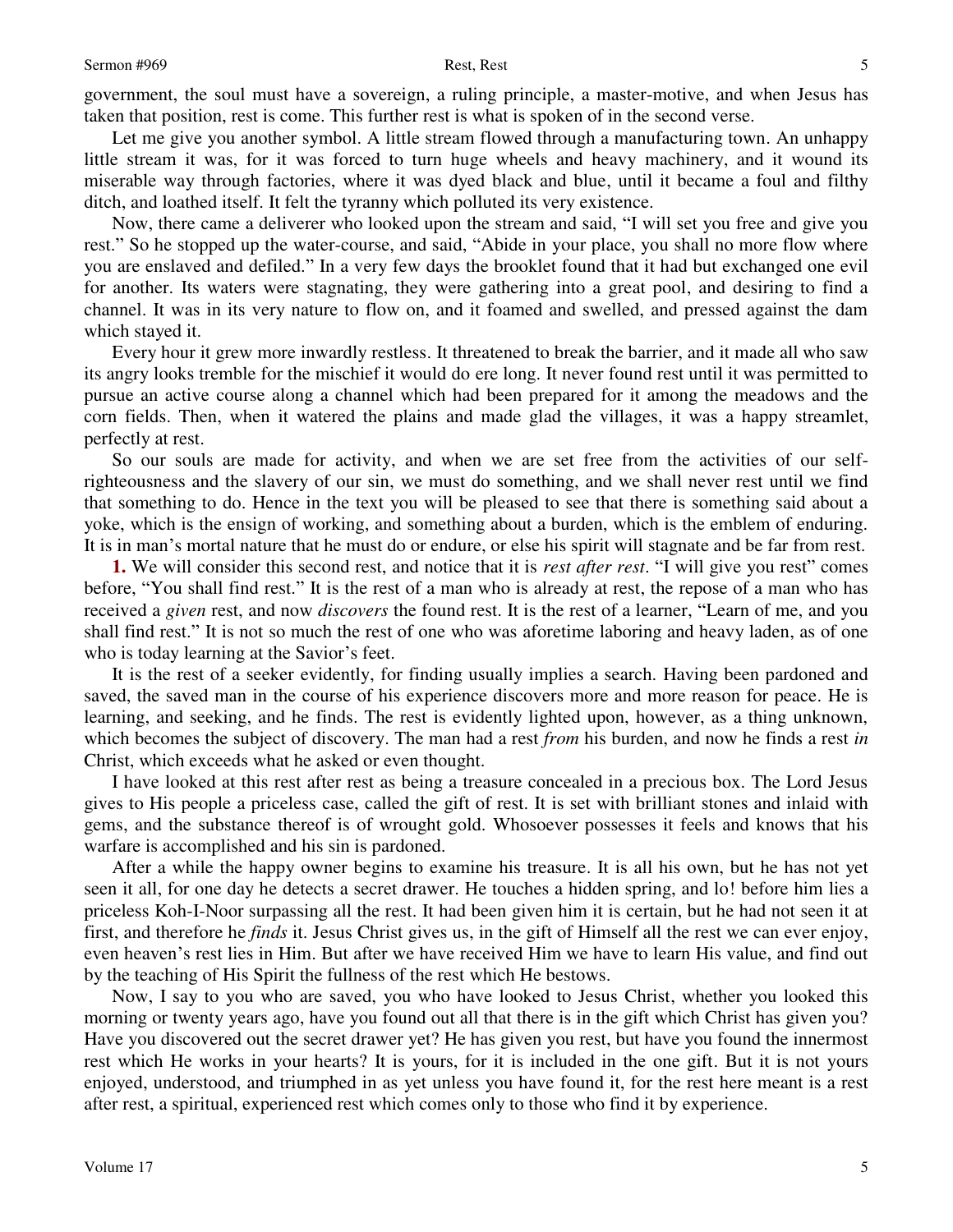government, the soul must have a sovereign, a ruling principle, a master-motive, and when Jesus has taken that position, rest is come. This further rest is what is spoken of in the second verse.

Let me give you another symbol. A little stream flowed through a manufacturing town. An unhappy little stream it was, for it was forced to turn huge wheels and heavy machinery, and it wound its miserable way through factories, where it was dyed black and blue, until it became a foul and filthy ditch, and loathed itself. It felt the tyranny which polluted its very existence.

Now, there came a deliverer who looked upon the stream and said, "I will set you free and give you rest." So he stopped up the water-course, and said, "Abide in your place, you shall no more flow where you are enslaved and defiled." In a very few days the brooklet found that it had but exchanged one evil for another. Its waters were stagnating, they were gathering into a great pool, and desiring to find a channel. It was in its very nature to flow on, and it foamed and swelled, and pressed against the dam which stayed it.

Every hour it grew more inwardly restless. It threatened to break the barrier, and it made all who saw its angry looks tremble for the mischief it would do ere long. It never found rest until it was permitted to pursue an active course along a channel which had been prepared for it among the meadows and the corn fields. Then, when it watered the plains and made glad the villages, it was a happy streamlet, perfectly at rest.

So our souls are made for activity, and when we are set free from the activities of our self-righteousness and the slavery of our sin, we must do something, and we shall never rest until we find that something to do. Hence in the text you will be pleased to see that there is something said about a yoke, which is the ensign of working, and something about a burden, which is the emblem of enduring. It is in man's mortal nature that he must do or endure, or else his spirit will stagnate and be far from rest.

**1.** We will consider this second rest, and notice that it is *rest after rest*. "I will give you rest" comes before, "You shall find rest." It is the rest of a man who is already at rest, the repose of a man who has received a *given* rest, and now *discovers* the found rest. It is the rest of a learner, "Learn of me, and you shall find rest." It is not so much the rest of one who was aforetime laboring and heavy laden, as of one who is today learning at the Savior's feet.

It is the rest of a seeker evidently, for finding usually implies a search. Having been pardoned and saved, the saved man in the course of his experience discovers more and more reason for peace. He is learning, and seeking, and he finds. The rest is evidently lighted upon, however, as a thing unknown, which becomes the subject of discovery. The man had a rest *from* his burden, and now he finds a rest *in* Christ, which exceeds what he asked or even thought.

I have looked at this rest after rest as being a treasure concealed in a precious box. The Lord Jesus gives to His people a priceless case, called the gift of rest. It is set with brilliant stones and inlaid with gems, and the substance thereof is of wrought gold. Whosoever possesses it feels and knows that his warfare is accomplished and his sin is pardoned.

After a while the happy owner begins to examine his treasure. It is all his own, but he has not yet seen it all, for one day he detects a secret drawer. He touches a hidden spring, and lo! before him lies a priceless Koh-I-Noor surpassing all the rest. It had been given him it is certain, but he had not seen it at first, and therefore he *finds* it. Jesus Christ gives us, in the gift of Himself all the rest we can ever enjoy, even heaven's rest lies in Him. But after we have received Him we have to learn His value, and find out by the teaching of His Spirit the fullness of the rest which He bestows.

Now, I say to you who are saved, you who have looked to Jesus Christ, whether you looked this morning or twenty years ago, have you found out all that there is in the gift which Christ has given you? Have you discovered out the secret drawer yet? He has given you rest, but have you found the innermost rest which He works in your hearts? It is yours, for it is included in the one gift. But it is not yours enjoyed, understood, and triumphed in as yet unless you have found it, for the rest here meant is a rest after rest, a spiritual, experienced rest which comes only to those who find it by experience.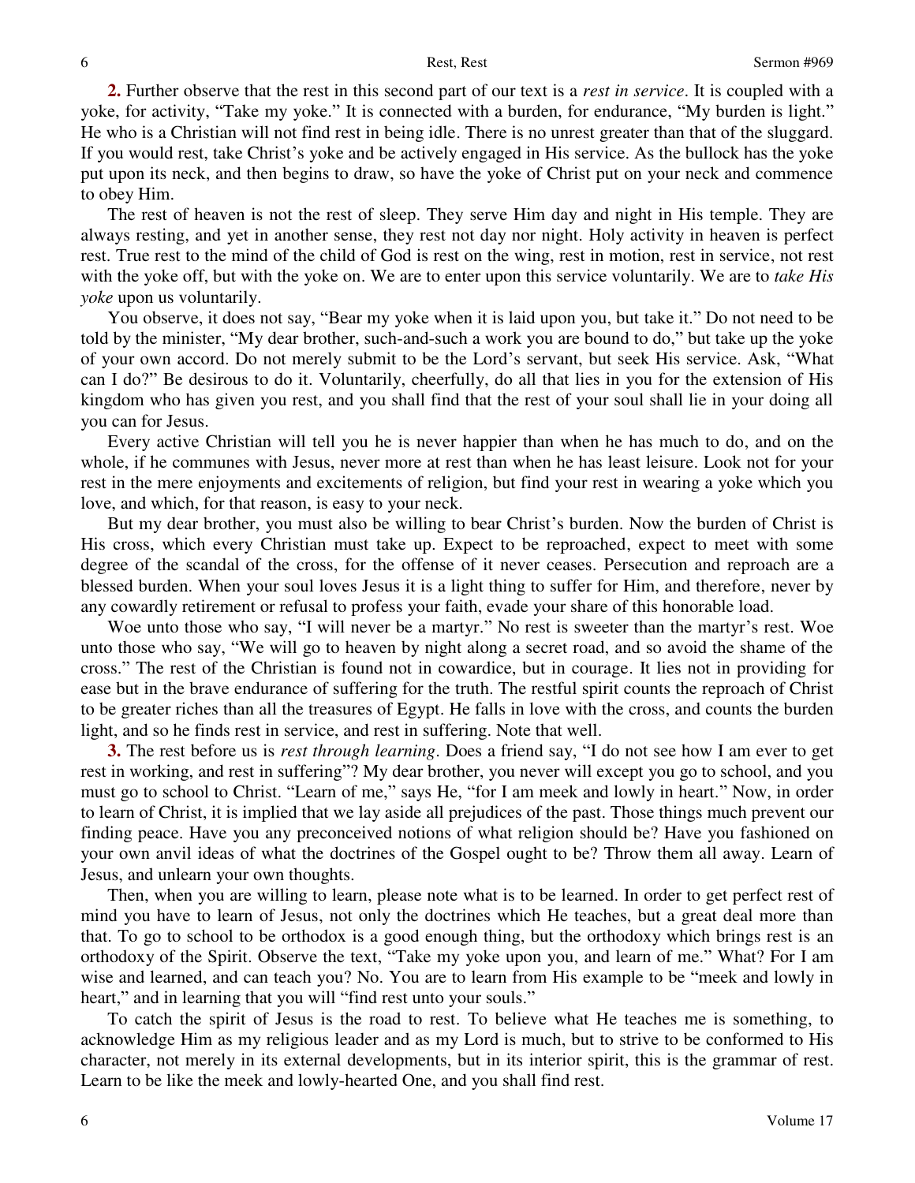**2.** Further observe that the rest in this second part of our text is a *rest in service*. It is coupled with a yoke, for activity, "Take my yoke." It is connected with a burden, for endurance, "My burden is light." He who is a Christian will not find rest in being idle. There is no unrest greater than that of the sluggard. If you would rest, take Christ's yoke and be actively engaged in His service. As the bullock has the yoke put upon its neck, and then begins to draw, so have the yoke of Christ put on your neck and commence to obey Him.

The rest of heaven is not the rest of sleep. They serve Him day and night in His temple. They are always resting, and yet in another sense, they rest not day nor night. Holy activity in heaven is perfect rest. True rest to the mind of the child of God is rest on the wing, rest in motion, rest in service, not rest with the yoke off, but with the yoke on. We are to enter upon this service voluntarily. We are to *take His yoke* upon us voluntarily.

You observe, it does not say, "Bear my yoke when it is laid upon you, but take it." Do not need to be told by the minister, "My dear brother, such-and-such a work you are bound to do," but take up the yoke of your own accord. Do not merely submit to be the Lord's servant, but seek His service. Ask, "What can I do?" Be desirous to do it. Voluntarily, cheerfully, do all that lies in you for the extension of His kingdom who has given you rest, and you shall find that the rest of your soul shall lie in your doing all you can for Jesus.

Every active Christian will tell you he is never happier than when he has much to do, and on the whole, if he communes with Jesus, never more at rest than when he has least leisure. Look not for your rest in the mere enjoyments and excitements of religion, but find your rest in wearing a yoke which you love, and which, for that reason, is easy to your neck.

But my dear brother, you must also be willing to bear Christ's burden. Now the burden of Christ is His cross, which every Christian must take up. Expect to be reproached, expect to meet with some degree of the scandal of the cross, for the offense of it never ceases. Persecution and reproach are a blessed burden. When your soul loves Jesus it is a light thing to suffer for Him, and therefore, never by any cowardly retirement or refusal to profess your faith, evade your share of this honorable load.

Woe unto those who say, "I will never be a martyr." No rest is sweeter than the martyr's rest. Woe unto those who say, "We will go to heaven by night along a secret road, and so avoid the shame of the cross." The rest of the Christian is found not in cowardice, but in courage. It lies not in providing for ease but in the brave endurance of suffering for the truth. The restful spirit counts the reproach of Christ to be greater riches than all the treasures of Egypt. He falls in love with the cross, and counts the burden light, and so he finds rest in service, and rest in suffering. Note that well.

**3.** The rest before us is *rest through learning*. Does a friend say, "I do not see how I am ever to get rest in working, and rest in suffering"? My dear brother, you never will except you go to school, and you must go to school to Christ. "Learn of me," says He, "for I am meek and lowly in heart." Now, in order to learn of Christ, it is implied that we lay aside all prejudices of the past. Those things much prevent our finding peace. Have you any preconceived notions of what religion should be? Have you fashioned on your own anvil ideas of what the doctrines of the Gospel ought to be? Throw them all away. Learn of Jesus, and unlearn your own thoughts.

Then, when you are willing to learn, please note what is to be learned. In order to get perfect rest of mind you have to learn of Jesus, not only the doctrines which He teaches, but a great deal more than that. To go to school to be orthodox is a good enough thing, but the orthodoxy which brings rest is an orthodoxy of the Spirit. Observe the text, "Take my yoke upon you, and learn of me." What? For I am wise and learned, and can teach you? No. You are to learn from His example to be "meek and lowly in heart," and in learning that you will "find rest unto your souls."

To catch the spirit of Jesus is the road to rest. To believe what He teaches me is something, to acknowledge Him as my religious leader and as my Lord is much, but to strive to be conformed to His character, not merely in its external developments, but in its interior spirit, this is the grammar of rest. Learn to be like the meek and lowly-hearted One, and you shall find rest.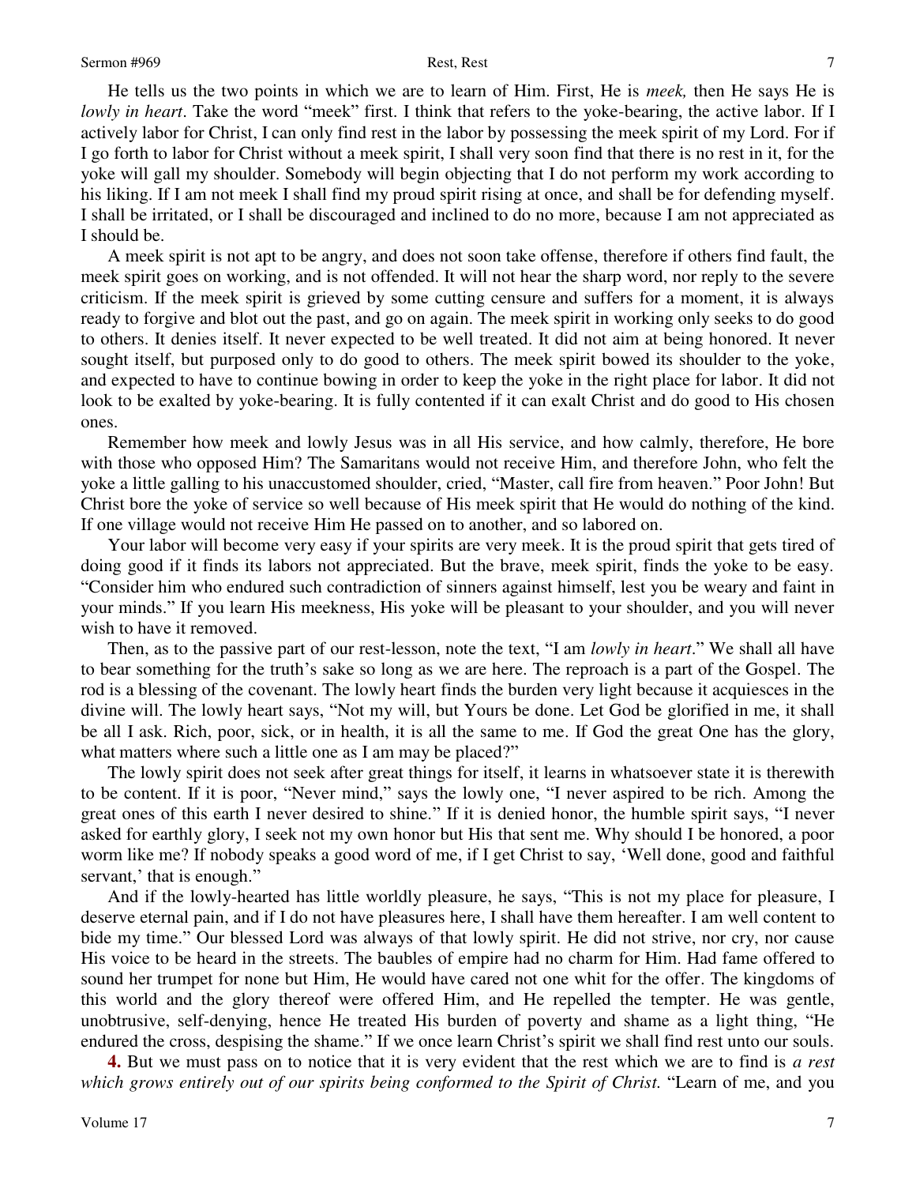He tells us the two points in which we are to learn of Him. First, He is *meek,* then He says He is *lowly in heart*. Take the word "meek" first. I think that refers to the yoke-bearing, the active labor. If I actively labor for Christ, I can only find rest in the labor by possessing the meek spirit of my Lord. For if I go forth to labor for Christ without a meek spirit, I shall very soon find that there is no rest in it, for the yoke will gall my shoulder. Somebody will begin objecting that I do not perform my work according to his liking. If I am not meek I shall find my proud spirit rising at once, and shall be for defending myself. I shall be irritated, or I shall be discouraged and inclined to do no more, because I am not appreciated as I should be.

A meek spirit is not apt to be angry, and does not soon take offense, therefore if others find fault, the meek spirit goes on working, and is not offended. It will not hear the sharp word, nor reply to the severe criticism. If the meek spirit is grieved by some cutting censure and suffers for a moment, it is always ready to forgive and blot out the past, and go on again. The meek spirit in working only seeks to do good to others. It denies itself. It never expected to be well treated. It did not aim at being honored. It never sought itself, but purposed only to do good to others. The meek spirit bowed its shoulder to the yoke, and expected to have to continue bowing in order to keep the yoke in the right place for labor. It did not look to be exalted by yoke-bearing. It is fully contented if it can exalt Christ and do good to His chosen ones.

Remember how meek and lowly Jesus was in all His service, and how calmly, therefore, He bore with those who opposed Him? The Samaritans would not receive Him, and therefore John, who felt the yoke a little galling to his unaccustomed shoulder, cried, "Master, call fire from heaven." Poor John! But Christ bore the yoke of service so well because of His meek spirit that He would do nothing of the kind. If one village would not receive Him He passed on to another, and so labored on.

Your labor will become very easy if your spirits are very meek. It is the proud spirit that gets tired of doing good if it finds its labors not appreciated. But the brave, meek spirit, finds the yoke to be easy. "Consider him who endured such contradiction of sinners against himself, lest you be weary and faint in your minds." If you learn His meekness, His yoke will be pleasant to your shoulder, and you will never wish to have it removed.

Then, as to the passive part of our rest-lesson, note the text, "I am *lowly in heart*." We shall all have to bear something for the truth's sake so long as we are here. The reproach is a part of the Gospel. The rod is a blessing of the covenant. The lowly heart finds the burden very light because it acquiesces in the divine will. The lowly heart says, "Not my will, but Yours be done. Let God be glorified in me, it shall be all I ask. Rich, poor, sick, or in health, it is all the same to me. If God the great One has the glory, what matters where such a little one as I am may be placed?"

The lowly spirit does not seek after great things for itself, it learns in whatsoever state it is therewith to be content. If it is poor, "Never mind," says the lowly one, "I never aspired to be rich. Among the great ones of this earth I never desired to shine." If it is denied honor, the humble spirit says, "I never asked for earthly glory, I seek not my own honor but His that sent me. Why should I be honored, a poor worm like me? If nobody speaks a good word of me, if I get Christ to say, 'Well done, good and faithful servant,' that is enough."

And if the lowly-hearted has little worldly pleasure, he says, "This is not my place for pleasure, I deserve eternal pain, and if I do not have pleasures here, I shall have them hereafter. I am well content to bide my time." Our blessed Lord was always of that lowly spirit. He did not strive, nor cry, nor cause His voice to be heard in the streets. The baubles of empire had no charm for Him. Had fame offered to sound her trumpet for none but Him, He would have cared not one whit for the offer. The kingdoms of this world and the glory thereof were offered Him, and He repelled the tempter. He was gentle, unobtrusive, self-denying, hence He treated His burden of poverty and shame as a light thing, "He endured the cross, despising the shame." If we once learn Christ's spirit we shall find rest unto our souls.

**4.** But we must pass on to notice that it is very evident that the rest which we are to find is *a rest which grows entirely out of our spirits being conformed to the Spirit of Christ.* "Learn of me, and you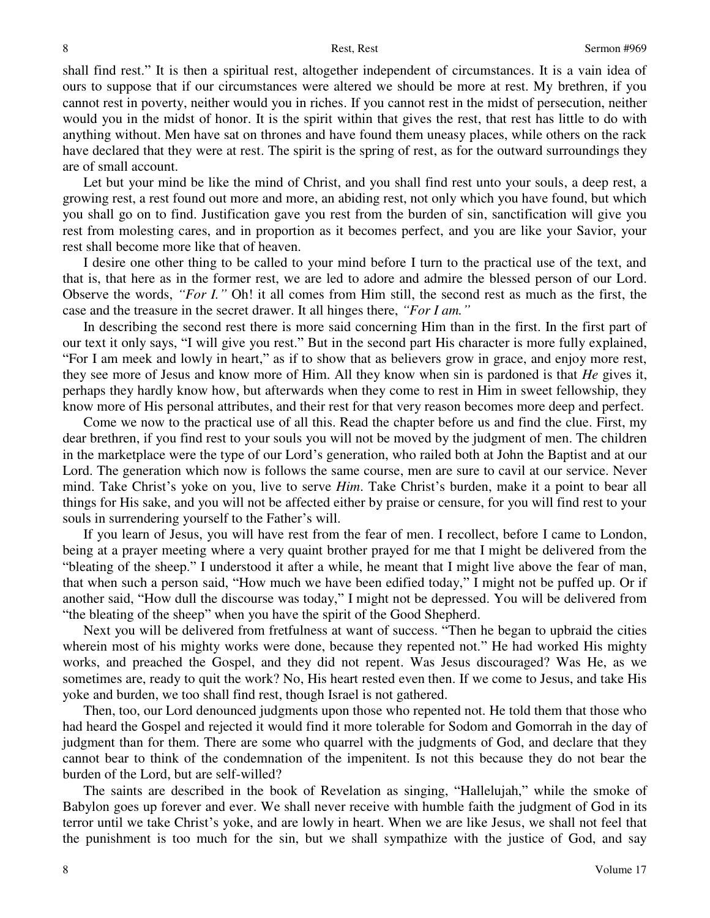shall find rest." It is then a spiritual rest, altogether independent of circumstances. It is a vain idea of ours to suppose that if our circumstances were altered we should be more at rest. My brethren, if you cannot rest in poverty, neither would you in riches. If you cannot rest in the midst of persecution, neither would you in the midst of honor. It is the spirit within that gives the rest, that rest has little to do with anything without. Men have sat on thrones and have found them uneasy places, while others on the rack have declared that they were at rest. The spirit is the spring of rest, as for the outward surroundings they are of small account.

Let but your mind be like the mind of Christ, and you shall find rest unto your souls, a deep rest, a growing rest, a rest found out more and more, an abiding rest, not only which you have found, but which you shall go on to find. Justification gave you rest from the burden of sin, sanctification will give you rest from molesting cares, and in proportion as it becomes perfect, and you are like your Savior, your rest shall become more like that of heaven.

I desire one other thing to be called to your mind before I turn to the practical use of the text, and that is, that here as in the former rest, we are led to adore and admire the blessed person of our Lord. Observe the words, *"For I."* Oh! it all comes from Him still, the second rest as much as the first, the case and the treasure in the secret drawer. It all hinges there, *"For I am."*

In describing the second rest there is more said concerning Him than in the first. In the first part of our text it only says, "I will give you rest." But in the second part His character is more fully explained, "For I am meek and lowly in heart," as if to show that as believers grow in grace, and enjoy more rest, they see more of Jesus and know more of Him. All they know when sin is pardoned is that *He* gives it, perhaps they hardly know how, but afterwards when they come to rest in Him in sweet fellowship, they know more of His personal attributes, and their rest for that very reason becomes more deep and perfect.

Come we now to the practical use of all this. Read the chapter before us and find the clue. First, my dear brethren, if you find rest to your souls you will not be moved by the judgment of men. The children in the marketplace were the type of our Lord's generation, who railed both at John the Baptist and at our Lord. The generation which now is follows the same course, men are sure to cavil at our service. Never mind. Take Christ's yoke on you, live to serve *Him*. Take Christ's burden, make it a point to bear all things for His sake, and you will not be affected either by praise or censure, for you will find rest to your souls in surrendering yourself to the Father's will.

If you learn of Jesus, you will have rest from the fear of men. I recollect, before I came to London, being at a prayer meeting where a very quaint brother prayed for me that I might be delivered from the "bleating of the sheep." I understood it after a while, he meant that I might live above the fear of man, that when such a person said, "How much we have been edified today," I might not be puffed up. Or if another said, "How dull the discourse was today," I might not be depressed. You will be delivered from "the bleating of the sheep" when you have the spirit of the Good Shepherd.

Next you will be delivered from fretfulness at want of success. "Then he began to upbraid the cities wherein most of his mighty works were done, because they repented not." He had worked His mighty works, and preached the Gospel, and they did not repent. Was Jesus discouraged? Was He, as we sometimes are, ready to quit the work? No, His heart rested even then. If we come to Jesus, and take His yoke and burden, we too shall find rest, though Israel is not gathered.

Then, too, our Lord denounced judgments upon those who repented not. He told them that those who had heard the Gospel and rejected it would find it more tolerable for Sodom and Gomorrah in the day of judgment than for them. There are some who quarrel with the judgments of God, and declare that they cannot bear to think of the condemnation of the impenitent. Is not this because they do not bear the burden of the Lord, but are self-willed?

The saints are described in the book of Revelation as singing, "Hallelujah," while the smoke of Babylon goes up forever and ever. We shall never receive with humble faith the judgment of God in its terror until we take Christ's yoke, and are lowly in heart. When we are like Jesus, we shall not feel that the punishment is too much for the sin, but we shall sympathize with the justice of God, and say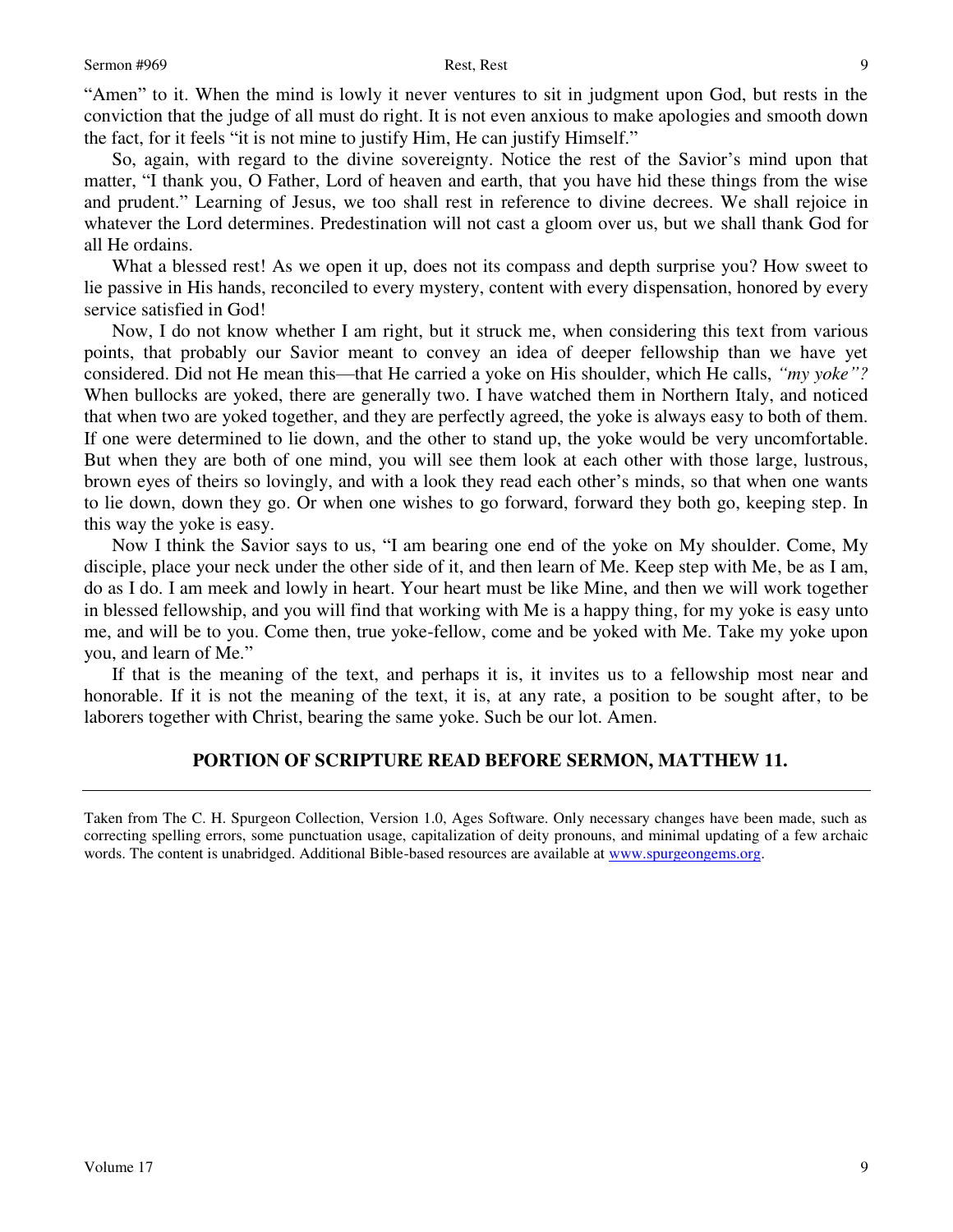"Amen" to it. When the mind is lowly it never ventures to sit in judgment upon God, but rests in the conviction that the judge of all must do right. It is not even anxious to make apologies and smooth down the fact, for it feels "it is not mine to justify Him, He can justify Himself."

So, again, with regard to the divine sovereignty. Notice the rest of the Savior's mind upon that matter, "I thank you, O Father, Lord of heaven and earth, that you have hid these things from the wise and prudent." Learning of Jesus, we too shall rest in reference to divine decrees. We shall rejoice in whatever the Lord determines. Predestination will not cast a gloom over us, but we shall thank God for all He ordains.

What a blessed rest! As we open it up, does not its compass and depth surprise you? How sweet to lie passive in His hands, reconciled to every mystery, content with every dispensation, honored by every service satisfied in God!

Now, I do not know whether I am right, but it struck me, when considering this text from various points, that probably our Savior meant to convey an idea of deeper fellowship than we have yet considered. Did not He mean this—that He carried a yoke on His shoulder, which He calls, *"my yoke"?* When bullocks are yoked, there are generally two. I have watched them in Northern Italy, and noticed that when two are yoked together, and they are perfectly agreed, the yoke is always easy to both of them. If one were determined to lie down, and the other to stand up, the yoke would be very uncomfortable. But when they are both of one mind, you will see them look at each other with those large, lustrous, brown eyes of theirs so lovingly, and with a look they read each other's minds, so that when one wants to lie down, down they go. Or when one wishes to go forward, forward they both go, keeping step. In this way the yoke is easy.

Now I think the Savior says to us, "I am bearing one end of the yoke on My shoulder. Come, My disciple, place your neck under the other side of it, and then learn of Me. Keep step with Me, be as I am, do as I do. I am meek and lowly in heart. Your heart must be like Mine, and then we will work together in blessed fellowship, and you will find that working with Me is a happy thing, for my yoke is easy unto me, and will be to you. Come then, true yoke-fellow, come and be yoked with Me. Take my yoke upon you, and learn of Me."

If that is the meaning of the text, and perhaps it is, it invites us to a fellowship most near and honorable. If it is not the meaning of the text, it is, at any rate, a position to be sought after, to be laborers together with Christ, bearing the same yoke. Such be our lot. Amen.

## PORTION OF SCRIPTURE READ BEFORE SERMON, MATTHEW 11.

---

Taken from The C. H. Spurgeon Collection, Version 1.0, Ages Software. Only necessary changes have been made, such as correcting spelling errors, some punctuation usage, capitalization of deity pronouns, and minimal updating of a few archaic words. The content is unabridged. Additional Bible-based resources are available at www.spurgeongems.org.